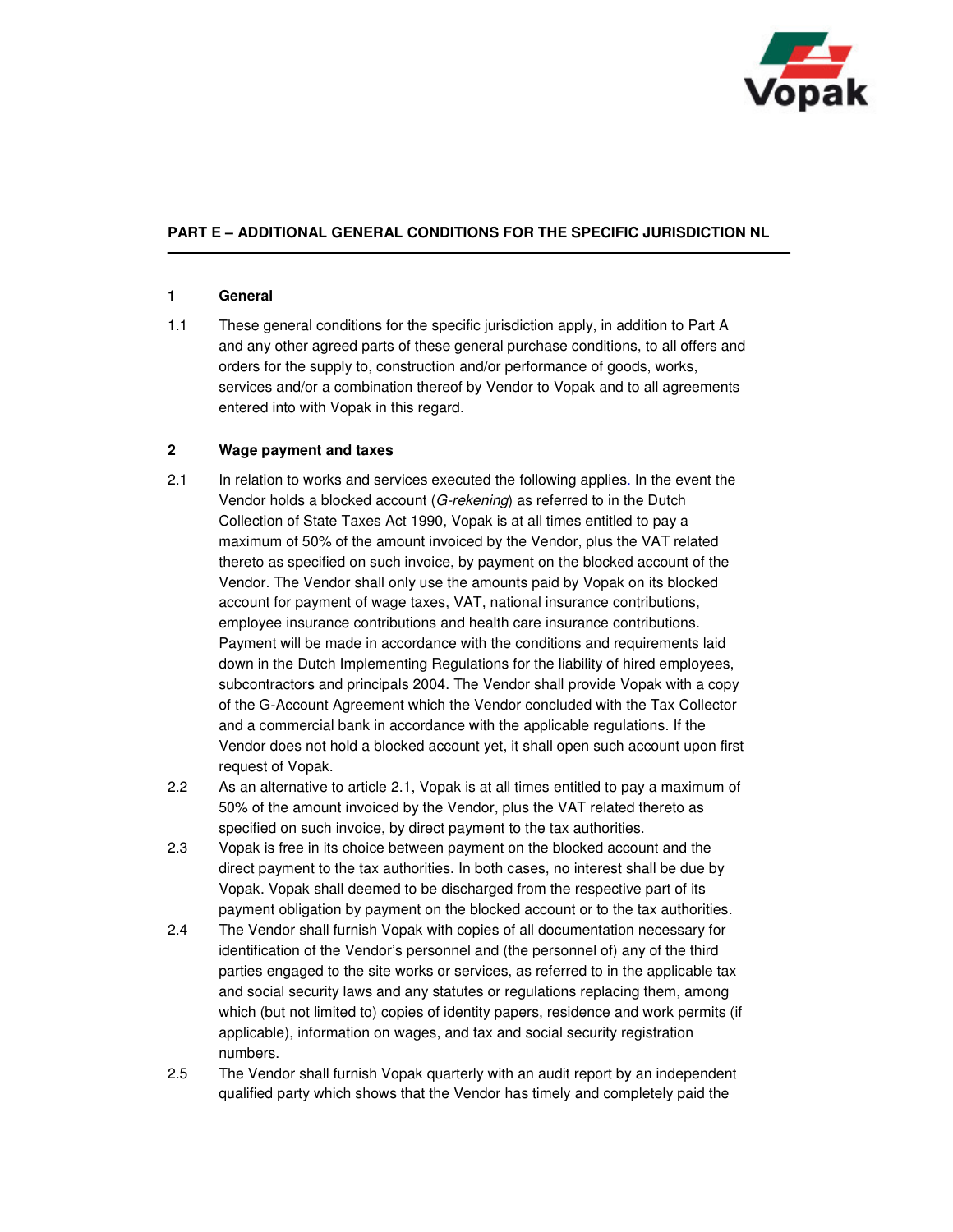## PART E – ADDITIONAL GENERAL CONDITIONS FOR THE SPECIFIC JURISDICTION NL

### 1 General

1.1 These general conditions for the specific jurisdiction apply, in addition to Part A and any other agreed parts of these general purchase conditions, to all offers and orders for the supply to, construction and/or performance of goods, works, services and/or a combination thereof by Vendor to Vopak and to all agreements entered into with Vopak in this regard.

### 2 Wage payment and taxes

2.1 In relation to works and services executed the following applies. In the event the Vendor holds a blocked account (*G-rekening*) as referred to in the Dutch Collection of State Taxes Act 1990, Vopak is at all times entitled to pay a maximum of 50% of the amount invoiced by the Vendor, plus the VAT related thereto as specified on such invoice, by payment on the blocked account of the Vendor. The Vendor shall only use the amounts paid by Vopak on its blocked account for payment of wage taxes, VAT, national insurance contributions, employee insurance contributions and health care insurance contributions. Payment will be made in accordance with the conditions and requirements laid down in the Dutch Implementing Regulations for the liability of hired employees, subcontractors and principals 2004. The Vendor shall provide Vopak with a copy of the G-Account Agreement which the Vendor concluded with the Tax Collector and a commercial bank in accordance with the applicable regulations. If the Vendor does not hold a blocked account yet, it shall open such account upon first request of Vopak.

2.2 As an alternative to article 2.1, Vopak is at all times entitled to pay a maximum of 50% of the amount invoiced by the Vendor, plus the VAT related thereto as specified on such invoice, by direct payment to the tax authorities.

2.3 Vopak is free in its choice between payment on the blocked account and the direct payment to the tax authorities. In both cases, no interest shall be due by Vopak. Vopak shall deemed to be discharged from the respective part of its payment obligation by payment on the blocked account or to the tax authorities.

2.4 The Vendor shall furnish Vopak with copies of all documentation necessary for identification of the Vendor's personnel and (the personnel of) any of the third parties engaged to the site works or services, as referred to in the applicable tax and social security laws and any statutes or regulations replacing them, among which (but not limited to) copies of identity papers, residence and work permits (if applicable), information on wages, and tax and social security registration numbers.

2.5 The Vendor shall furnish Vopak quarterly with an audit report by an independent qualified party which shows that the Vendor has timely and completely paid the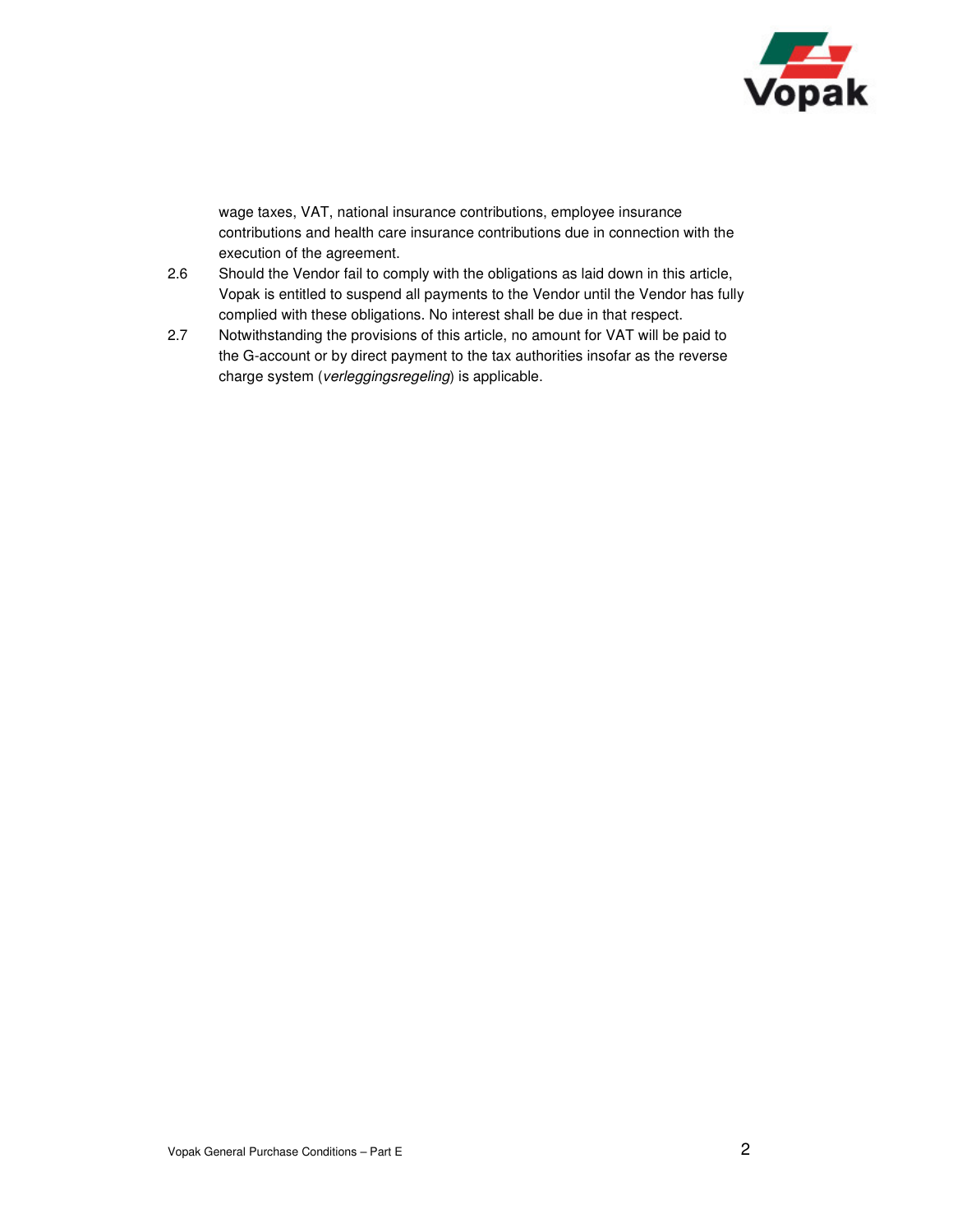wage taxes, VAT, national insurance contributions, employee insurance contributions and health care insurance contributions due in connection with the execution of the agreement.

2.6 Should the Vendor fail to comply with the obligations as laid down in this article, Vopak is entitled to suspend all payments to the Vendor until the Vendor has fully complied with these obligations. No interest shall be due in that respect.

2.7 Notwithstanding the provisions of this article, no amount for VAT will be paid to the G-account or by direct payment to the tax authorities insofar as the reverse charge system (*verleggingsregeling*) is applicable.